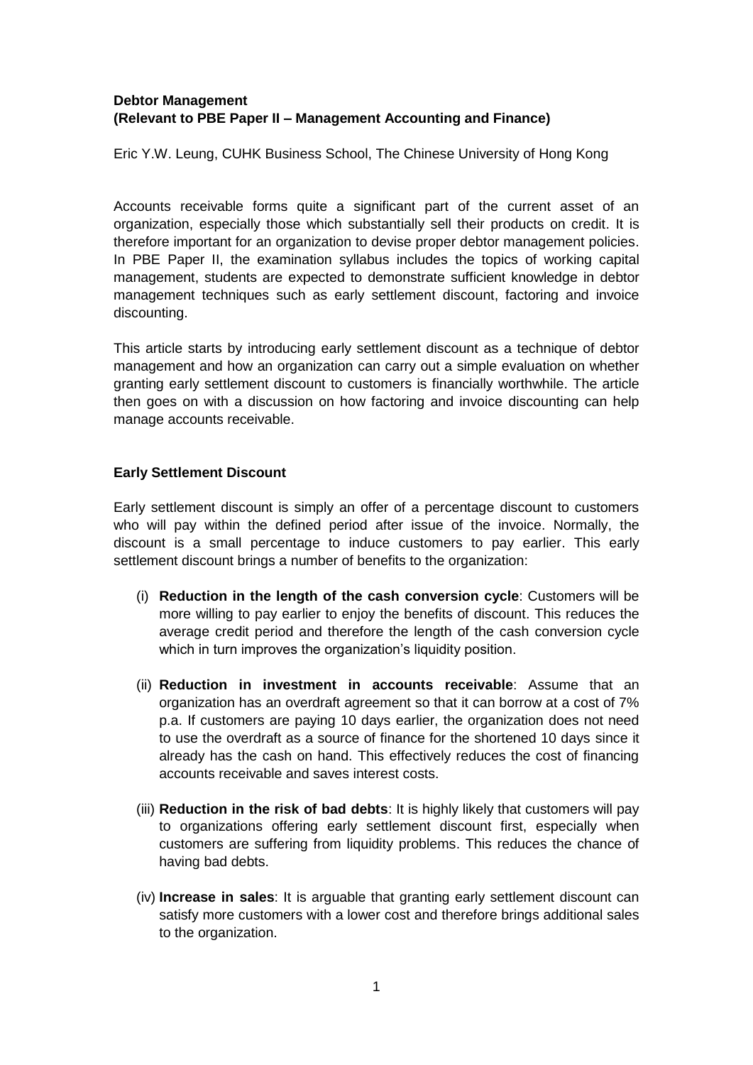**Debtor Management**
**(Relevant to PBE Paper II – Management Accounting and Finance)**

Eric Y.W. Leung, CUHK Business School, The Chinese University of Hong Kong

Accounts receivable forms quite a significant part of the current asset of an organization, especially those which substantially sell their products on credit. It is therefore important for an organization to devise proper debtor management policies. In PBE Paper II, the examination syllabus includes the topics of working capital management, students are expected to demonstrate sufficient knowledge in debtor management techniques such as early settlement discount, factoring and invoice discounting.

This article starts by introducing early settlement discount as a technique of debtor management and how an organization can carry out a simple evaluation on whether granting early settlement discount to customers is financially worthwhile. The article then goes on with a discussion on how factoring and invoice discounting can help manage accounts receivable.

**Early Settlement Discount**

Early settlement discount is simply an offer of a percentage discount to customers who will pay within the defined period after issue of the invoice. Normally, the discount is a small percentage to induce customers to pay earlier. This early settlement discount brings a number of benefits to the organization:

(i) **Reduction in the length of the cash conversion cycle**: Customers will be more willing to pay earlier to enjoy the benefits of discount. This reduces the average credit period and therefore the length of the cash conversion cycle which in turn improves the organization's liquidity position.

(ii) **Reduction in investment in accounts receivable**: Assume that an organization has an overdraft agreement so that it can borrow at a cost of 7% p.a. If customers are paying 10 days earlier, the organization does not need to use the overdraft as a source of finance for the shortened 10 days since it already has the cash on hand. This effectively reduces the cost of financing accounts receivable and saves interest costs.

(iii) **Reduction in the risk of bad debts**: It is highly likely that customers will pay to organizations offering early settlement discount first, especially when customers are suffering from liquidity problems. This reduces the chance of having bad debts.

(iv) **Increase in sales**: It is arguable that granting early settlement discount can satisfy more customers with a lower cost and therefore brings additional sales to the organization.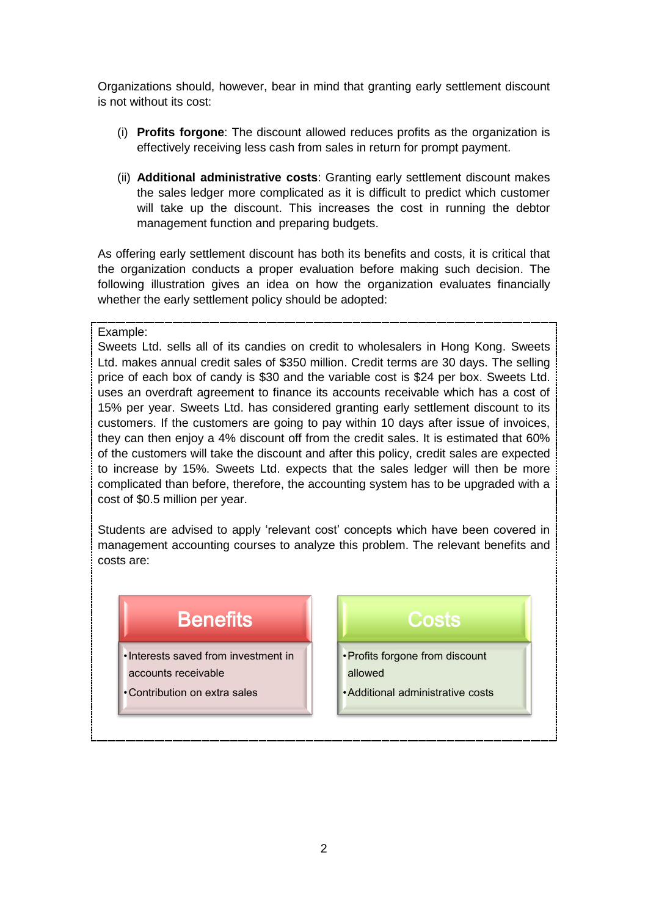Organizations should, however, bear in mind that granting early settlement discount is not without its cost:

(i) **Profits forgone**: The discount allowed reduces profits as the organization is effectively receiving less cash from sales in return for prompt payment.

(ii) **Additional administrative costs**: Granting early settlement discount makes the sales ledger more complicated as it is difficult to predict which customer will take up the discount. This increases the cost in running the debtor management function and preparing budgets.

As offering early settlement discount has both its benefits and costs, it is critical that the organization conducts a proper evaluation before making such decision. The following illustration gives an idea on how the organization evaluates financially whether the early settlement policy should be adopted:

Example:
Sweets Ltd. sells all of its candies on credit to wholesalers in Hong Kong. Sweets Ltd. makes annual credit sales of $350 million. Credit terms are 30 days. The selling price of each box of candy is $30 and the variable cost is $24 per box. Sweets Ltd. uses an overdraft agreement to finance its accounts receivable which has a cost of 15% per year. Sweets Ltd. has considered granting early settlement discount to its customers. If the customers are going to pay within 10 days after issue of invoices, they can then enjoy a 4% discount off from the credit sales. It is estimated that 60% of the customers will take the discount and after this policy, credit sales are expected to increase by 15%. Sweets Ltd. expects that the sales ledger will then be more complicated than before, therefore, the accounting system has to be upgraded with a cost of $0.5 million per year.

Students are advised to apply 'relevant cost' concepts which have been covered in management accounting courses to analyze this problem. The relevant benefits and costs are:

| Benefits | Costs |
| --- | --- |
| • Interests saved from investment in accounts receivable | • Profits forgone from discount allowed |
| • Contribution on extra sales | • Additional administrative costs |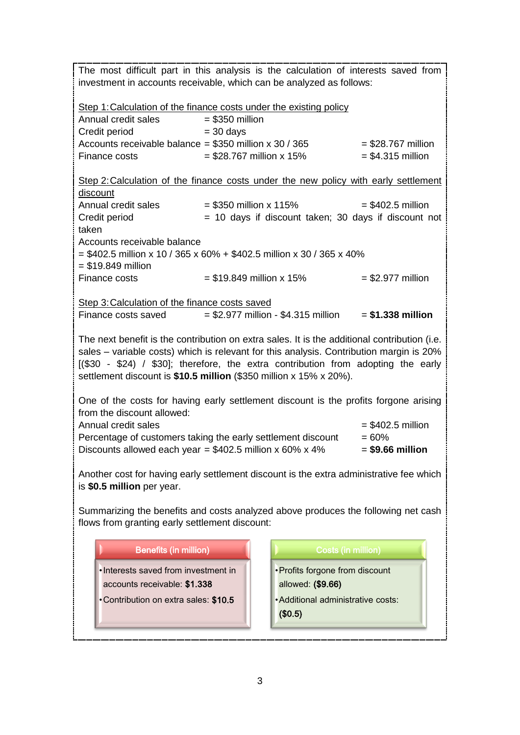The most difficult part in this analysis is the calculation of interests saved from investment in accounts receivable, which can be analyzed as follows:

<u>Step 1: Calculation of the finance costs under the existing policy</u>

Annual credit sales = $350 million
Credit period = 30 days
Accounts receivable balance = $350 million x 30 / 365 = $28.767 million
Finance costs = $28.767 million x 15% = $4.315 million

<u>Step 2: Calculation of the finance costs under the new policy with early settlement discount</u>

Annual credit sales = $350 million x 115% = $402.5 million
Credit period = 10 days if discount taken; 30 days if discount not taken
Accounts receivable balance
= $402.5 million x 10 / 365 x 60% + $402.5 million x 30 / 365 x 40%
= $19.849 million
Finance costs = $19.849 million x 15% = $2.977 million

<u>Step 3: Calculation of the finance costs saved</u>

Finance costs saved = $2.977 million - $4.315 million = **$1.338 million**

The next benefit is the contribution on extra sales. It is the additional contribution (i.e. sales – variable costs) which is relevant for this analysis. Contribution margin is 20% [($30 - $24) / $30]; therefore, the extra contribution from adopting the early settlement discount is **$10.5 million** ($350 million x 15% x 20%).

One of the costs for having early settlement discount is the profits forgone arising from the discount allowed:

Annual credit sales = $402.5 million
Percentage of customers taking the early settlement discount = 60%
Discounts allowed each year = $402.5 million x 60% x 4% = **$9.66 million**

Another cost for having early settlement discount is the extra administrative fee which is **$0.5 million** per year.

Summarizing the benefits and costs analyzed above produces the following net cash flows from granting early settlement discount:

| Benefits (in million) | Costs (in million) |
|---|---|
| • Interests saved from investment in accounts receivable: **$1.338** | • Profits forgone from discount allowed: **($9.66)** |
| • Contribution on extra sales: **$10.5** | • Additional administrative costs: **($0.5)** |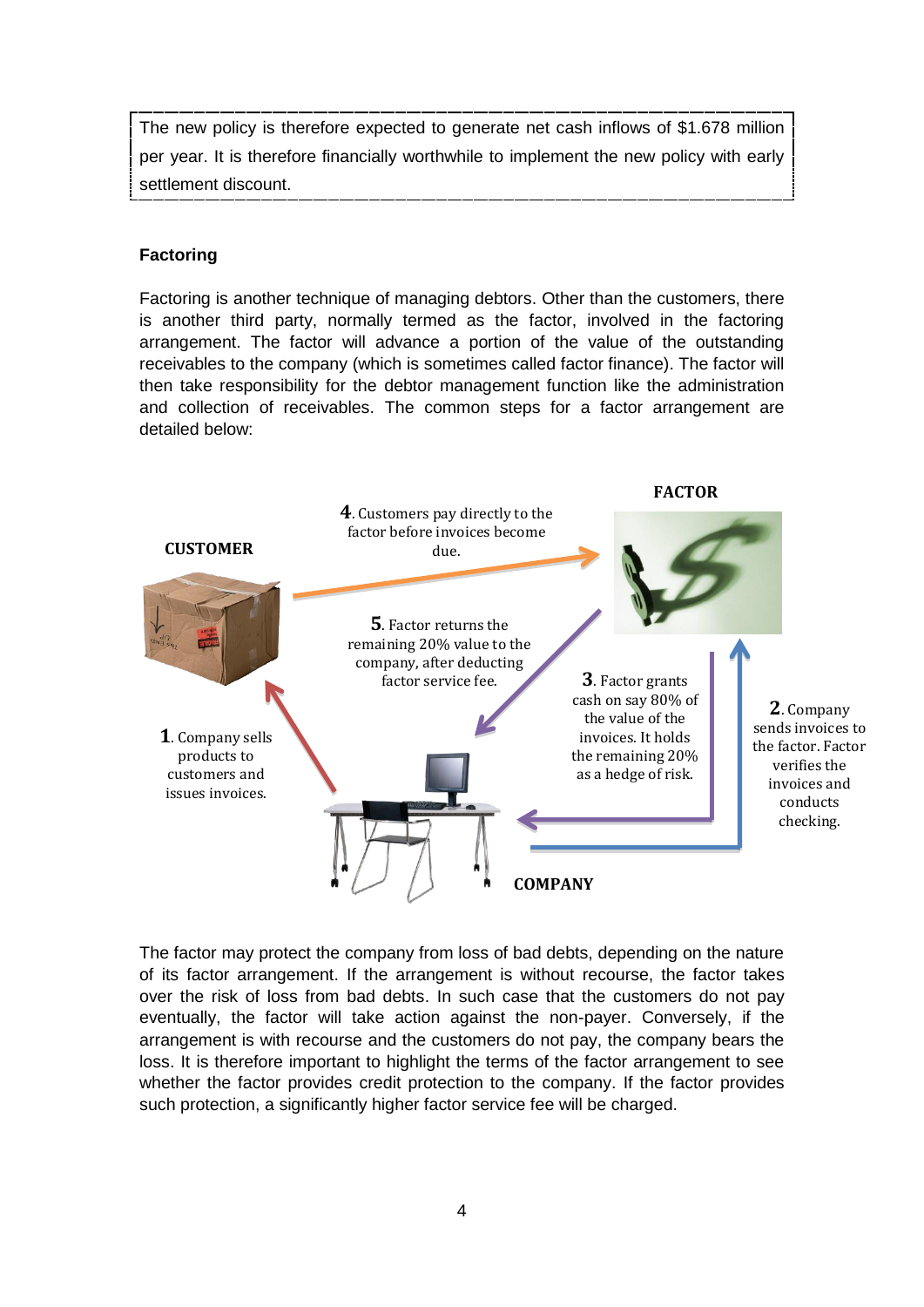The new policy is therefore expected to generate net cash inflows of $1.678 million per year. It is therefore financially worthwhile to implement the new policy with early settlement discount.

### Factoring

Factoring is another technique of managing debtors. Other than the customers, there is another third party, normally termed as the factor, involved in the factoring arrangement. The factor will advance a portion of the value of the outstanding receivables to the company (which is sometimes called factor finance). The factor will then take responsibility for the debtor management function like the administration and collection of receivables. The common steps for a factor arrangement are detailed below:

**CUSTOMER** — **FACTOR** — **COMPANY**

**1**. Company sells products to customers and issues invoices.

**2**. Company sends invoices to the factor. Factor verifies the invoices and conducts checking.

**3**. Factor grants cash on say 80% of the value of the invoices. It holds the remaining 20% as a hedge of risk.

**4**. Customers pay directly to the factor before invoices become due.

**5**. Factor returns the remaining 20% value to the company, after deducting factor service fee.

The factor may protect the company from loss of bad debts, depending on the nature of its factor arrangement. If the arrangement is without recourse, the factor takes over the risk of loss from bad debts. In such case that the customers do not pay eventually, the factor will take action against the non-payer. Conversely, if the arrangement is with recourse and the customers do not pay, the company bears the loss. It is therefore important to highlight the terms of the factor arrangement to see whether the factor provides credit protection to the company. If the factor provides such protection, a significantly higher factor service fee will be charged.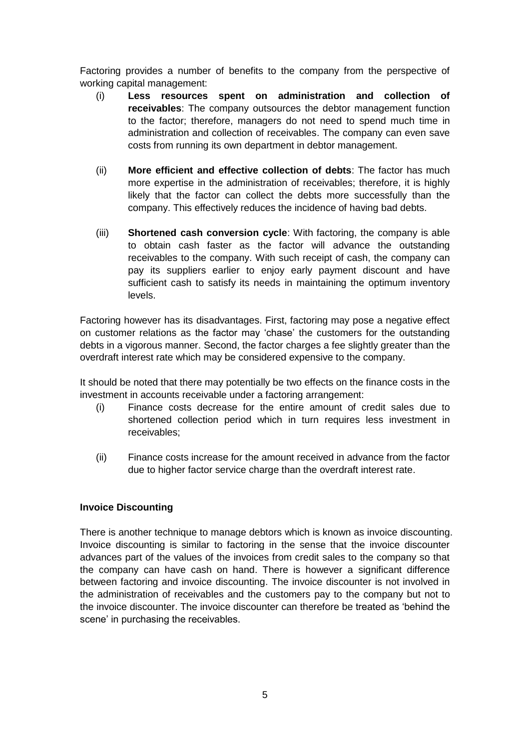Factoring provides a number of benefits to the company from the perspective of working capital management:

(i) **Less resources spent on administration and collection of receivables**: The company outsources the debtor management function to the factor; therefore, managers do not need to spend much time in administration and collection of receivables. The company can even save costs from running its own department in debtor management.

(ii) **More efficient and effective collection of debts**: The factor has much more expertise in the administration of receivables; therefore, it is highly likely that the factor can collect the debts more successfully than the company. This effectively reduces the incidence of having bad debts.

(iii) **Shortened cash conversion cycle**: With factoring, the company is able to obtain cash faster as the factor will advance the outstanding receivables to the company. With such receipt of cash, the company can pay its suppliers earlier to enjoy early payment discount and have sufficient cash to satisfy its needs in maintaining the optimum inventory levels.

Factoring however has its disadvantages. First, factoring may pose a negative effect on customer relations as the factor may 'chase' the customers for the outstanding debts in a vigorous manner. Second, the factor charges a fee slightly greater than the overdraft interest rate which may be considered expensive to the company.

It should be noted that there may potentially be two effects on the finance costs in the investment in accounts receivable under a factoring arrangement:

(i) Finance costs decrease for the entire amount of credit sales due to shortened collection period which in turn requires less investment in receivables;

(ii) Finance costs increase for the amount received in advance from the factor due to higher factor service charge than the overdraft interest rate.

**Invoice Discounting**

There is another technique to manage debtors which is known as invoice discounting. Invoice discounting is similar to factoring in the sense that the invoice discounter advances part of the values of the invoices from credit sales to the company so that the company can have cash on hand. There is however a significant difference between factoring and invoice discounting. The invoice discounter is not involved in the administration of receivables and the customers pay to the company but not to the invoice discounter. The invoice discounter can therefore be treated as 'behind the scene' in purchasing the receivables.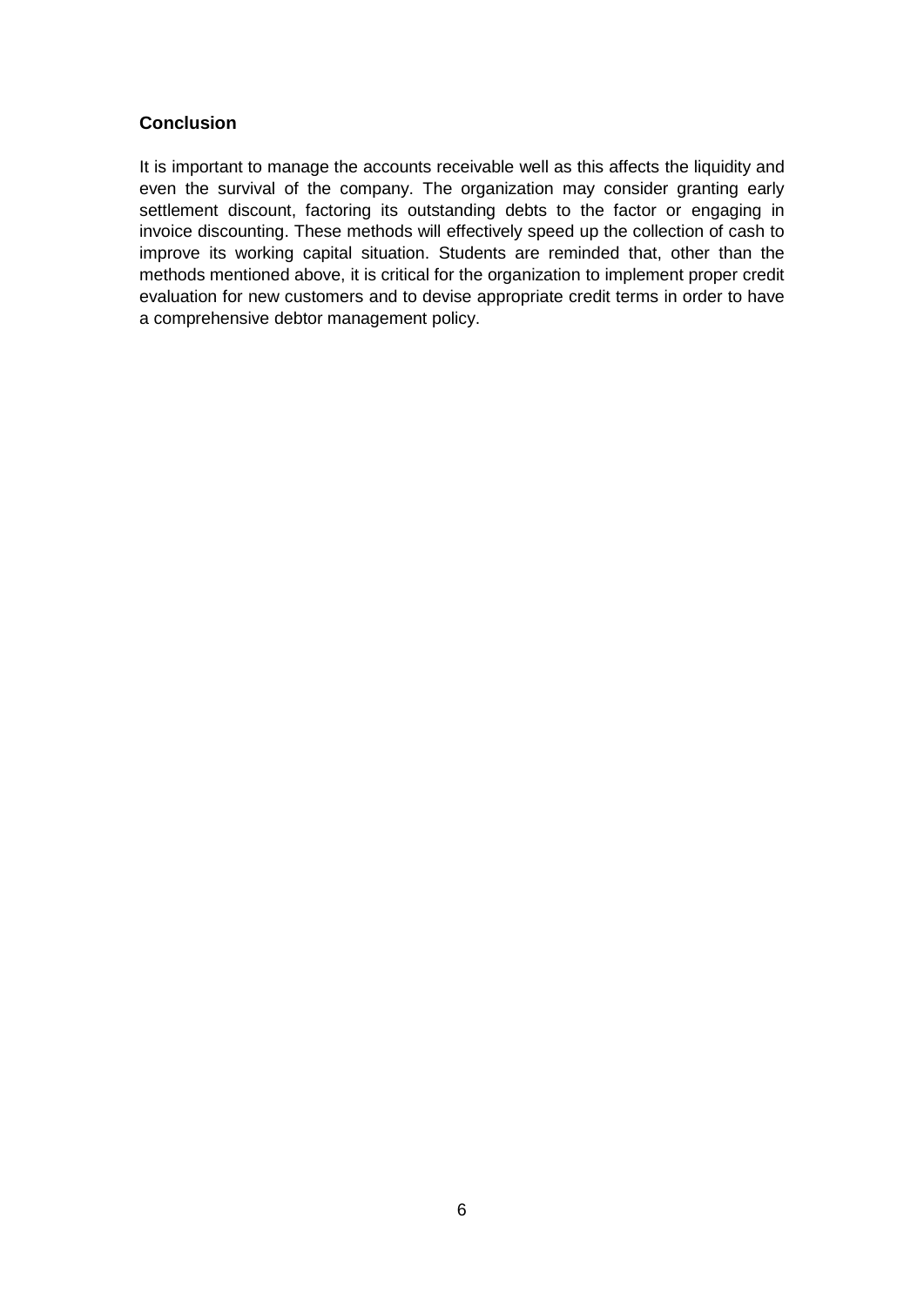**Conclusion**

It is important to manage the accounts receivable well as this affects the liquidity and even the survival of the company. The organization may consider granting early settlement discount, factoring its outstanding debts to the factor or engaging in invoice discounting. These methods will effectively speed up the collection of cash to improve its working capital situation. Students are reminded that, other than the methods mentioned above, it is critical for the organization to implement proper credit evaluation for new customers and to devise appropriate credit terms in order to have a comprehensive debtor management policy.